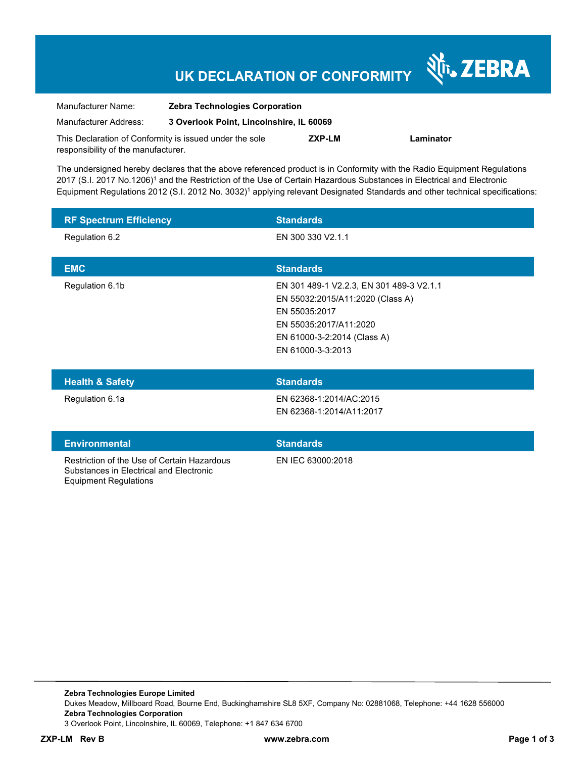# UK DECLARATION OF CONFORMITY

ZEBRA

Manufacturer Name: **Zebra Technologies Corporation**

Manufacturer Address: **3 Overlook Point, Lincolnshire, IL 60069**

This Declaration of Conformity is issued under the sole responsibility of the manufacturer. **ZXP-LM** **Laminator**

The undersigned hereby declares that the above referenced product is in Conformity with the Radio Equipment Regulations 2017 (S.I. 2017 No.1206)[1] and the Restriction of the Use of Certain Hazardous Substances in Electrical and Electronic Equipment Regulations 2012 (S.I. 2012 No. 3032)[1] applying relevant Designated Standards and other technical specifications:

| RF Spectrum Efficiency | Standards |
|---|---|
| Regulation 6.2 | EN 300 330 V2.1.1 |

| EMC | Standards |
|---|---|
| Regulation 6.1b | EN 301 489-1 V2.2.3, EN 301 489-3 V2.1.1<br>EN 55032:2015/A11:2020 (Class A)<br>EN 55035:2017<br>EN 55035:2017/A11:2020<br>EN 61000-3-2:2014 (Class A)<br>EN 61000-3-3:2013 |

| Health & Safety | Standards |
|---|---|
| Regulation 6.1a | EN 62368-1:2014/AC:2015<br>EN 62368-1:2014/A11:2017 |

| Environmental | Standards |
|---|---|
| Restriction of the Use of Certain Hazardous Substances in Electrical and Electronic Equipment Regulations | EN IEC 63000:2018 |

**Zebra Technologies Europe Limited**
Dukes Meadow, Millboard Road, Bourne End, Buckinghamshire SL8 5XF, Company No: 02881068, Telephone: +44 1628 556000
**Zebra Technologies Corporation**
3 Overlook Point, Lincolnshire, IL 60069, Telephone: +1 847 634 6700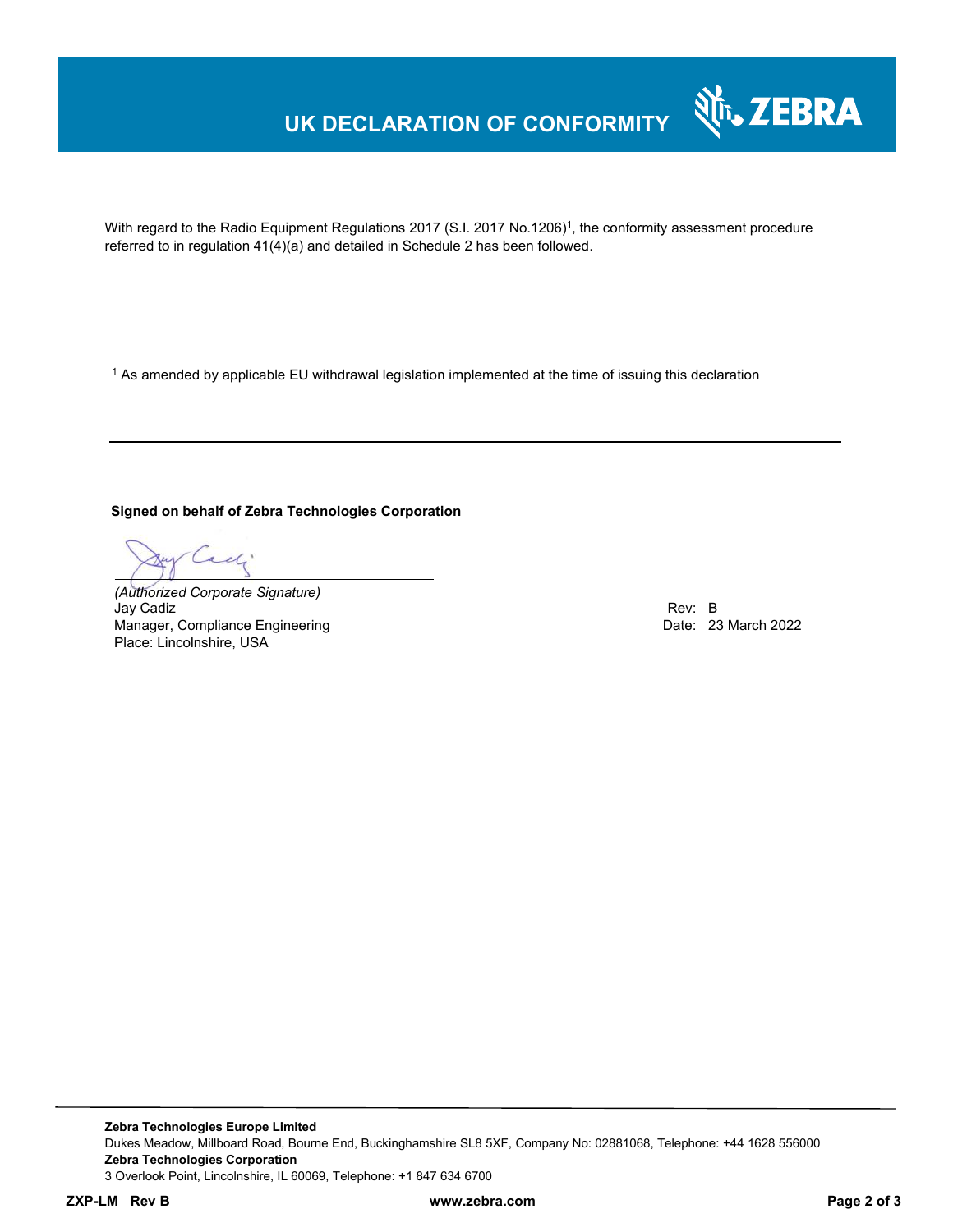# UK DECLARATION OF CONFORMITY

With regard to the Radio Equipment Regulations 2017 (S.I. 2017 No.1206)[1], the conformity assessment procedure referred to in regulation 41(4)(a) and detailed in Schedule 2 has been followed.

---

[1] As amended by applicable EU withdrawal legislation implemented at the time of issuing this declaration

---

**Signed on behalf of Zebra Technologies Corporation**

*(Authorized Corporate Signature)*
Jay Cadiz
Manager, Compliance Engineering
Place: Lincolnshire, USA

Rev: B
Date: 23 March 2022

**Zebra Technologies Europe Limited**
Dukes Meadow, Millboard Road, Bourne End, Buckinghamshire SL8 5XF, Company No: 02881068, Telephone: +44 1628 556000
**Zebra Technologies Corporation**
3 Overlook Point, Lincolnshire, IL 60069, Telephone: +1 847 634 6700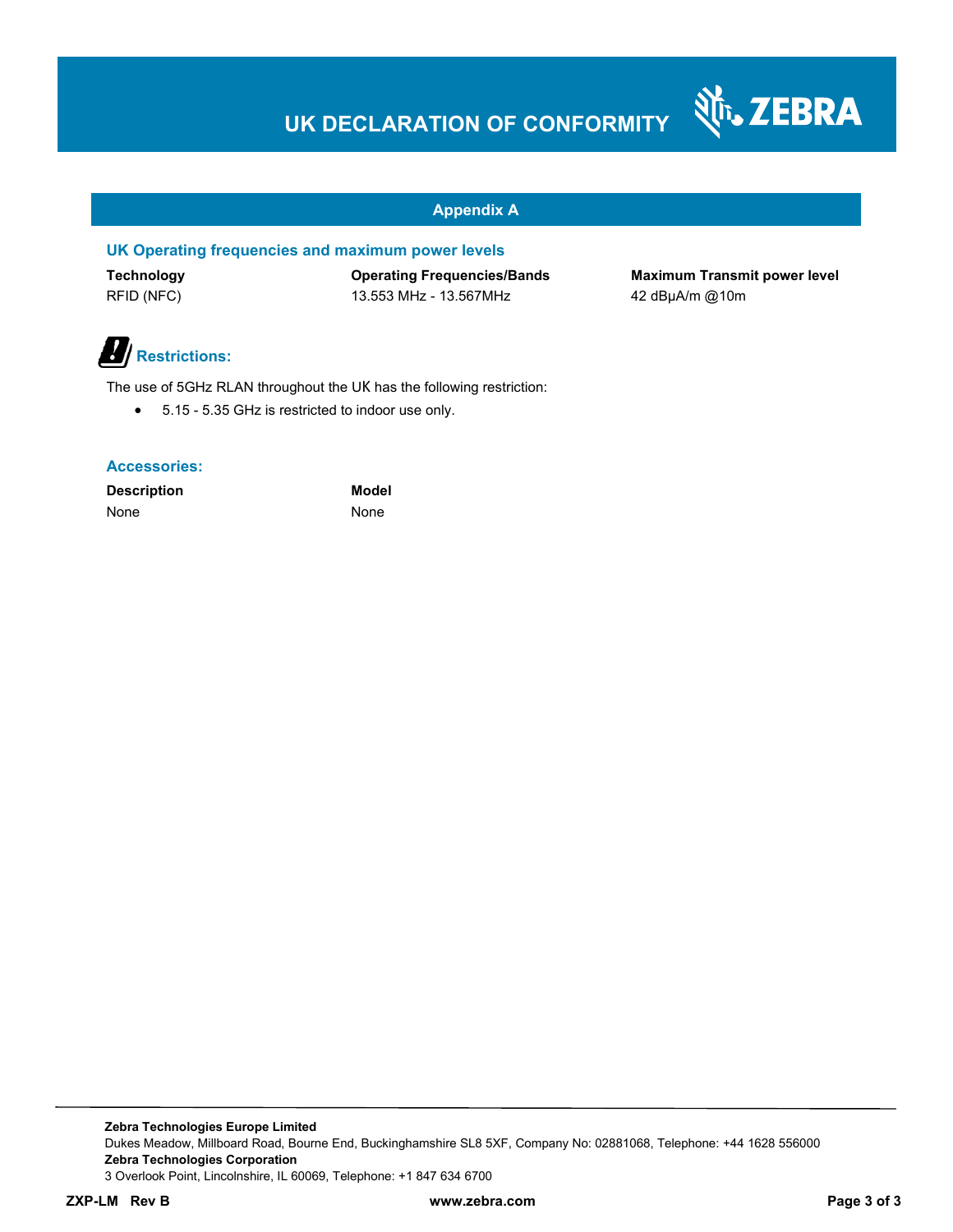# UK DECLARATION OF CONFORMITY

## Appendix A

### UK Operating frequencies and maximum power levels

| Technology | Operating Frequencies/Bands | Maximum Transmit power level |
|---|---|---|
| RFID (NFC) | 13.553 MHz - 13.567MHz | 42 dBµA/m @10m |

### Restrictions:

The use of 5GHz RLAN throughout the UK has the following restriction:

- 5.15 - 5.35 GHz is restricted to indoor use only.

### Accessories:

| Description | Model |
|---|---|
| None | None |

**Zebra Technologies Europe Limited**
Dukes Meadow, Millboard Road, Bourne End, Buckinghamshire SL8 5XF, Company No: 02881068, Telephone: +44 1628 556000
**Zebra Technologies Corporation**
3 Overlook Point, Lincolnshire, IL 60069, Telephone: +1 847 634 6700

**ZXP-LM Rev B** **www.zebra.com**